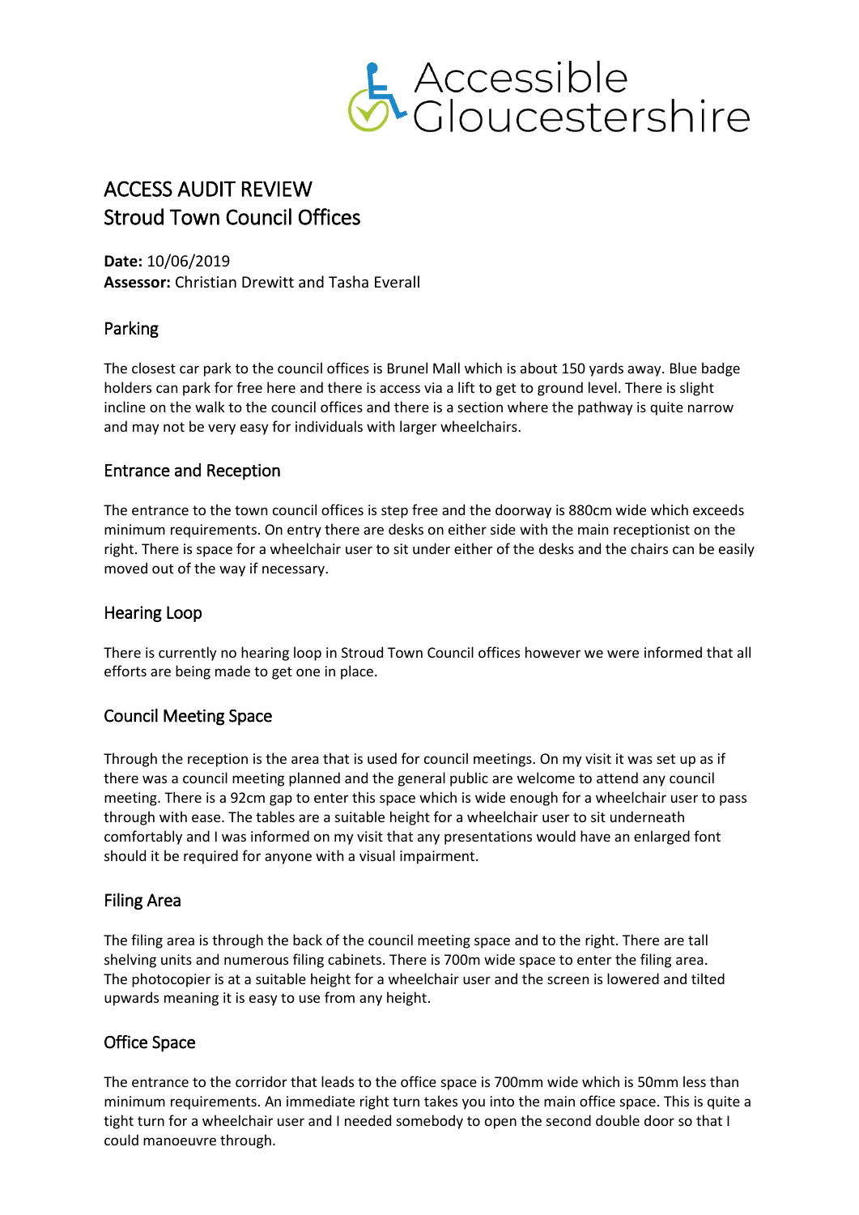Accessible Gloucestershire

# ACCESS AUDIT REVIEW
# Stroud Town Council Offices

**Date:** 10/06/2019
**Assessor:** Christian Drewitt and Tasha Everall

## Parking

The closest car park to the council offices is Brunel Mall which is about 150 yards away. Blue badge holders can park for free here and there is access via a lift to get to ground level. There is slight incline on the walk to the council offices and there is a section where the pathway is quite narrow and may not be very easy for individuals with larger wheelchairs.

## Entrance and Reception

The entrance to the town council offices is step free and the doorway is 880cm wide which exceeds minimum requirements. On entry there are desks on either side with the main receptionist on the right. There is space for a wheelchair user to sit under either of the desks and the chairs can be easily moved out of the way if necessary.

## Hearing Loop

There is currently no hearing loop in Stroud Town Council offices however we were informed that all efforts are being made to get one in place.

## Council Meeting Space

Through the reception is the area that is used for council meetings. On my visit it was set up as if there was a council meeting planned and the general public are welcome to attend any council meeting. There is a 92cm gap to enter this space which is wide enough for a wheelchair user to pass through with ease. The tables are a suitable height for a wheelchair user to sit underneath comfortably and I was informed on my visit that any presentations would have an enlarged font should it be required for anyone with a visual impairment.

## Filing Area

The filing area is through the back of the council meeting space and to the right. There are tall shelving units and numerous filing cabinets. There is 700m wide space to enter the filing area. The photocopier is at a suitable height for a wheelchair user and the screen is lowered and tilted upwards meaning it is easy to use from any height.

## Office Space

The entrance to the corridor that leads to the office space is 700mm wide which is 50mm less than minimum requirements. An immediate right turn takes you into the main office space. This is quite a tight turn for a wheelchair user and I needed somebody to open the second double door so that I could manoeuvre through.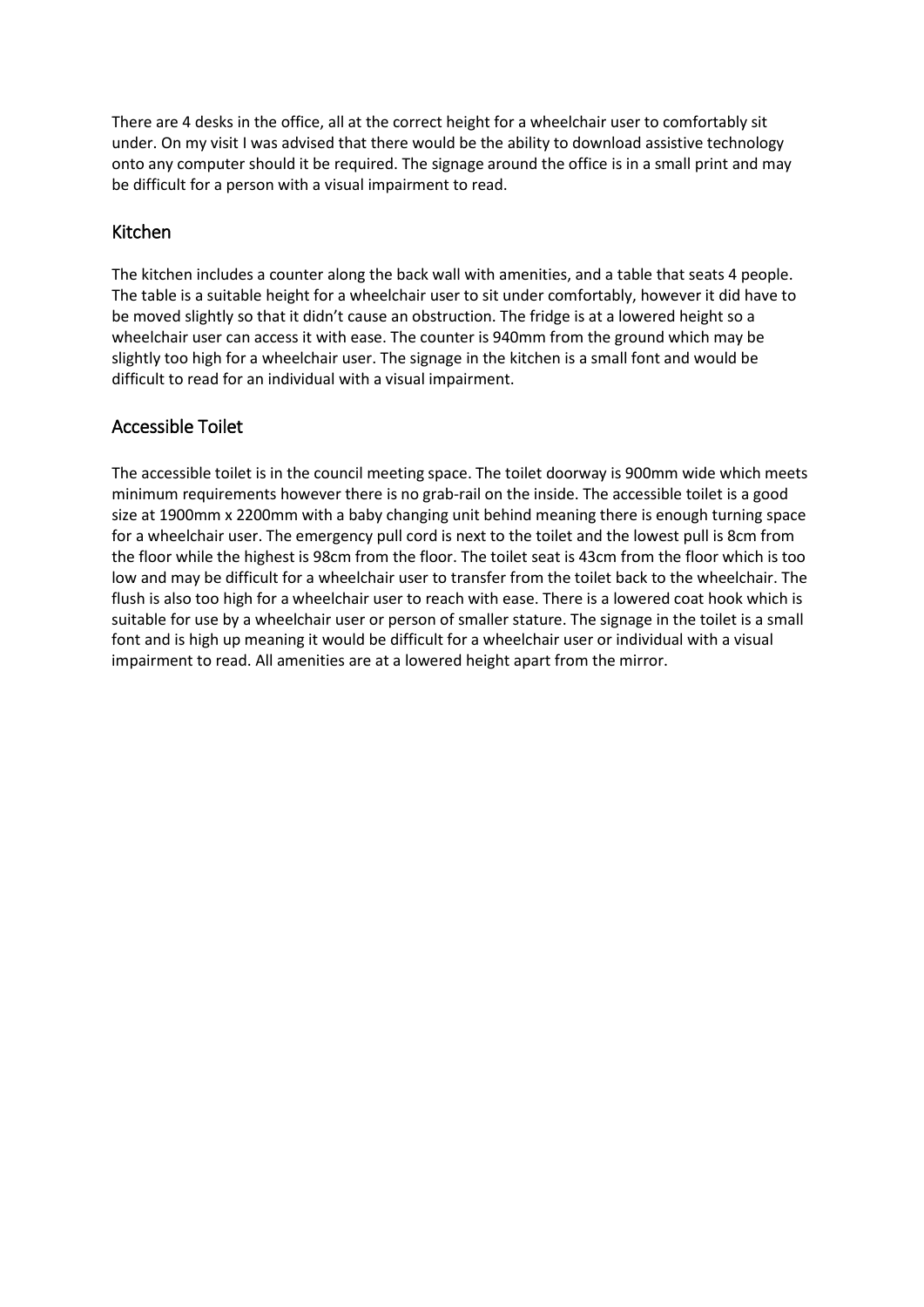There are 4 desks in the office, all at the correct height for a wheelchair user to comfortably sit under. On my visit I was advised that there would be the ability to download assistive technology onto any computer should it be required. The signage around the office is in a small print and may be difficult for a person with a visual impairment to read.

## Kitchen

The kitchen includes a counter along the back wall with amenities, and a table that seats 4 people. The table is a suitable height for a wheelchair user to sit under comfortably, however it did have to be moved slightly so that it didn't cause an obstruction. The fridge is at a lowered height so a wheelchair user can access it with ease. The counter is 940mm from the ground which may be slightly too high for a wheelchair user. The signage in the kitchen is a small font and would be difficult to read for an individual with a visual impairment.

## Accessible Toilet

The accessible toilet is in the council meeting space. The toilet doorway is 900mm wide which meets minimum requirements however there is no grab-rail on the inside. The accessible toilet is a good size at 1900mm x 2200mm with a baby changing unit behind meaning there is enough turning space for a wheelchair user. The emergency pull cord is next to the toilet and the lowest pull is 8cm from the floor while the highest is 98cm from the floor. The toilet seat is 43cm from the floor which is too low and may be difficult for a wheelchair user to transfer from the toilet back to the wheelchair. The flush is also too high for a wheelchair user to reach with ease. There is a lowered coat hook which is suitable for use by a wheelchair user or person of smaller stature. The signage in the toilet is a small font and is high up meaning it would be difficult for a wheelchair user or individual with a visual impairment to read. All amenities are at a lowered height apart from the mirror.